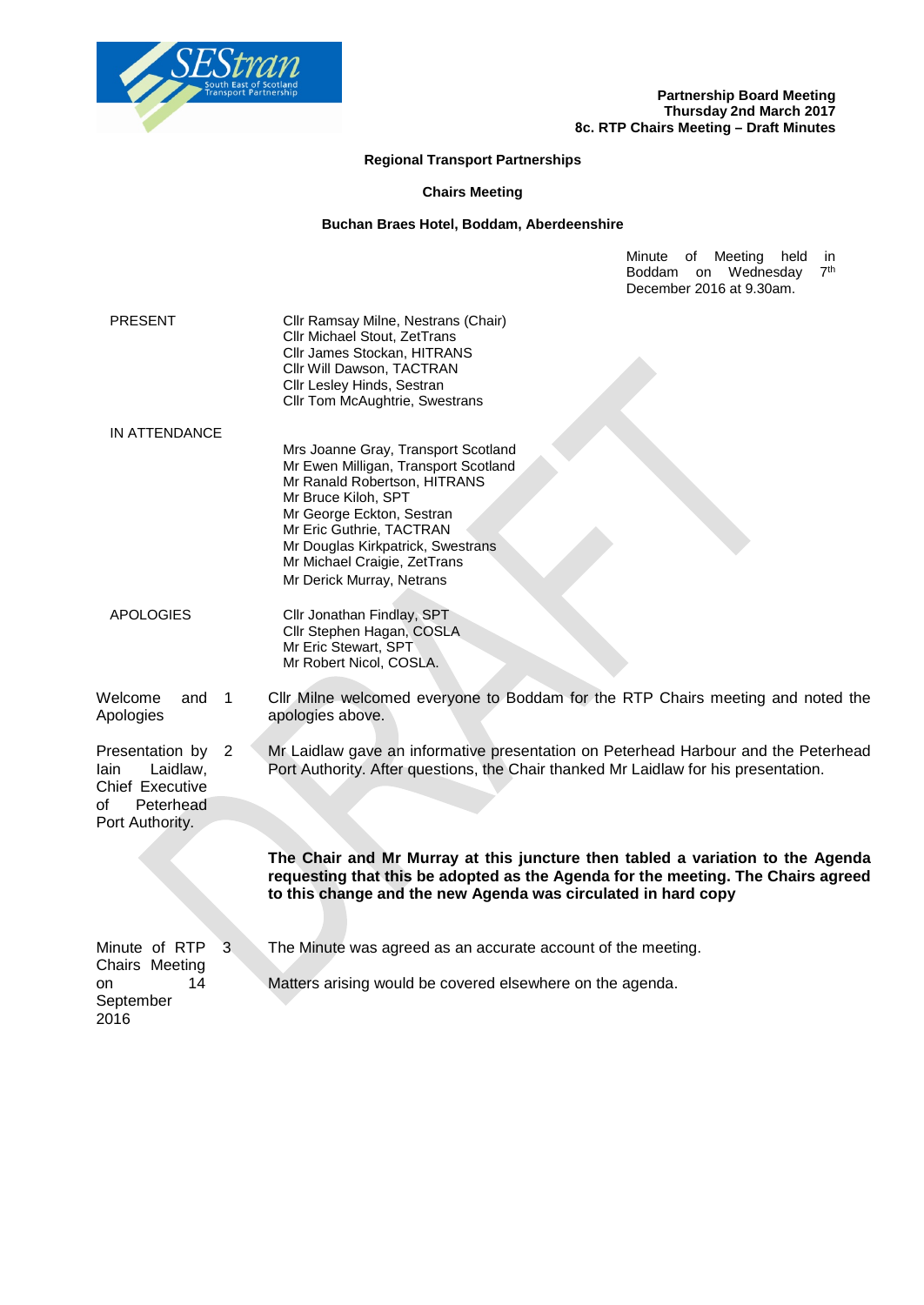**Partnership Board Meeting**
**Thursday 2nd March 2017**
**8c. RTP Chairs Meeting – Draft Minutes**

**Regional Transport Partnerships**

**Chairs Meeting**

**Buchan Braes Hotel, Boddam, Aberdeenshire**

Minute of Meeting held in Boddam on Wednesday 7th December 2016 at 9.30am.

| | |
|---|---|
| PRESENT | Cllr Ramsay Milne, Nestrans (Chair)<br>Cllr Michael Stout, ZetTrans<br>Cllr James Stockan, HITRANS<br>Cllr Will Dawson, TACTRAN<br>Cllr Lesley Hinds, Sestran<br>Cllr Tom McAughtrie, Swestrans |
| IN ATTENDANCE | Mrs Joanne Gray, Transport Scotland<br>Mr Ewen Milligan, Transport Scotland<br>Mr Ranald Robertson, HITRANS<br>Mr Bruce Kiloh, SPT<br>Mr George Eckton, Sestran<br>Mr Eric Guthrie, TACTRAN<br>Mr Douglas Kirkpatrick, Swestrans<br>Mr Michael Craigie, ZetTrans<br>Mr Derick Murray, Netrans |
| APOLOGIES | Cllr Jonathan Findlay, SPT<br>Cllr Stephen Hagan, COSLA<br>Mr Eric Stewart, SPT<br>Mr Robert Nicol, COSLA. |

| | | |
|---|---|---|
| Welcome and Apologies | 1 | Cllr Milne welcomed everyone to Boddam for the RTP Chairs meeting and noted the apologies above. |
| Presentation by Iain Laidlaw, Chief Executive of Peterhead Port Authority. | 2 | Mr Laidlaw gave an informative presentation on Peterhead Harbour and the Peterhead Port Authority. After questions, the Chair thanked Mr Laidlaw for his presentation.<br><br>**The Chair and Mr Murray at this juncture then tabled a variation to the Agenda requesting that this be adopted as the Agenda for the meeting. The Chairs agreed to this change and the new Agenda was circulated in hard copy** |
| Minute of RTP Chairs Meeting on 14 September 2016 | 3 | The Minute was agreed as an accurate account of the meeting.<br><br>Matters arising would be covered elsewhere on the agenda. |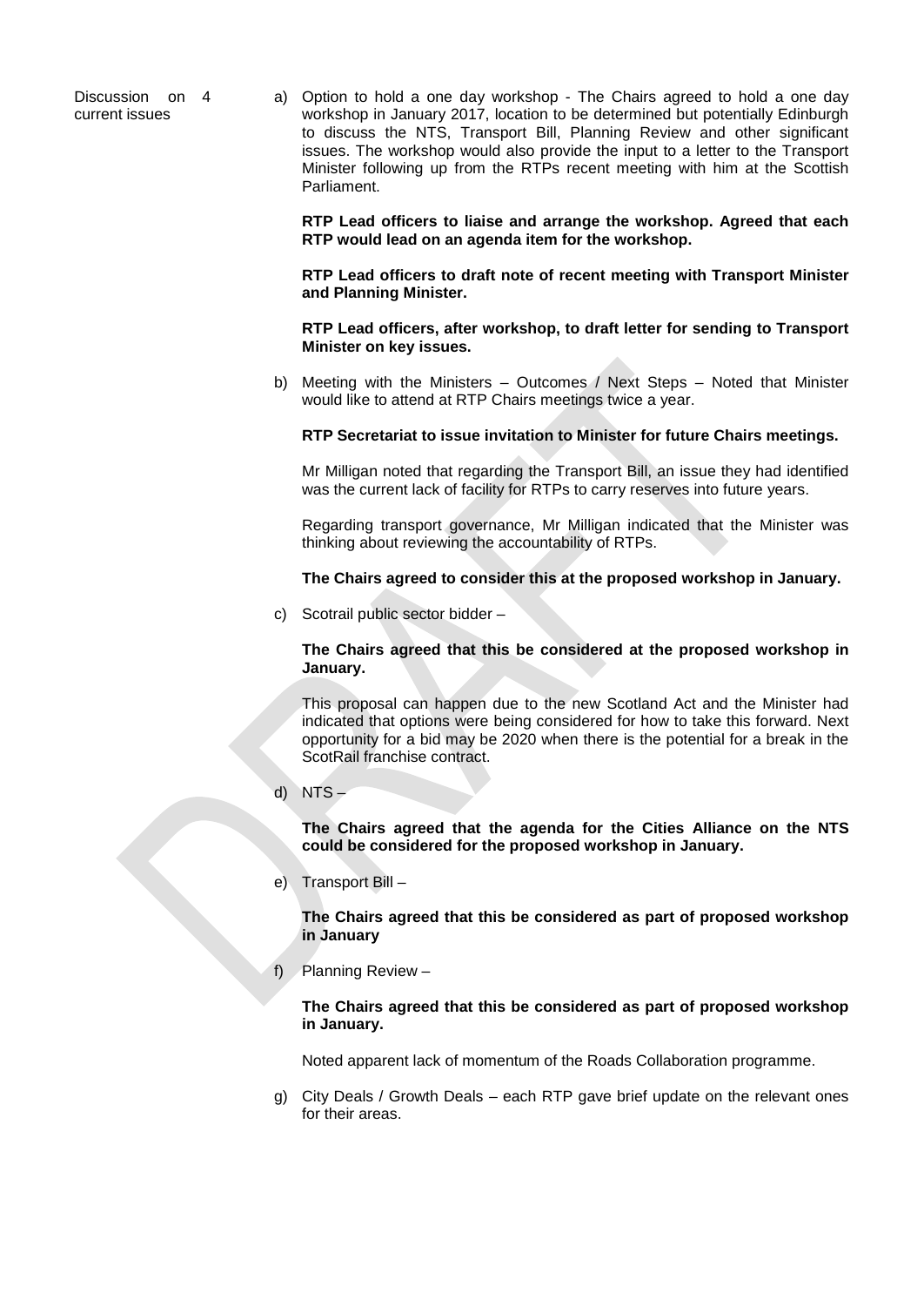Discussion on current issues 4

a) Option to hold a one day workshop - The Chairs agreed to hold a one day workshop in January 2017, location to be determined but potentially Edinburgh to discuss the NTS, Transport Bill, Planning Review and other significant issues. The workshop would also provide the input to a letter to the Transport Minister following up from the RTPs recent meeting with him at the Scottish Parliament.

   **RTP Lead officers to liaise and arrange the workshop. Agreed that each RTP would lead on an agenda item for the workshop.**

   **RTP Lead officers to draft note of recent meeting with Transport Minister and Planning Minister.**

   **RTP Lead officers, after workshop, to draft letter for sending to Transport Minister on key issues.**

b) Meeting with the Ministers – Outcomes / Next Steps – Noted that Minister would like to attend at RTP Chairs meetings twice a year.

   **RTP Secretariat to issue invitation to Minister for future Chairs meetings.**

   Mr Milligan noted that regarding the Transport Bill, an issue they had identified was the current lack of facility for RTPs to carry reserves into future years.

   Regarding transport governance, Mr Milligan indicated that the Minister was thinking about reviewing the accountability of RTPs.

   **The Chairs agreed to consider this at the proposed workshop in January.**

c) Scotrail public sector bidder –

   **The Chairs agreed that this be considered at the proposed workshop in January.**

   This proposal can happen due to the new Scotland Act and the Minister had indicated that options were being considered for how to take this forward. Next opportunity for a bid may be 2020 when there is the potential for a break in the ScotRail franchise contract.

d) NTS –

   **The Chairs agreed that the agenda for the Cities Alliance on the NTS could be considered for the proposed workshop in January.**

e) Transport Bill –

   **The Chairs agreed that this be considered as part of proposed workshop in January**

f) Planning Review –

   **The Chairs agreed that this be considered as part of proposed workshop in January.**

   Noted apparent lack of momentum of the Roads Collaboration programme.

g) City Deals / Growth Deals – each RTP gave brief update on the relevant ones for their areas.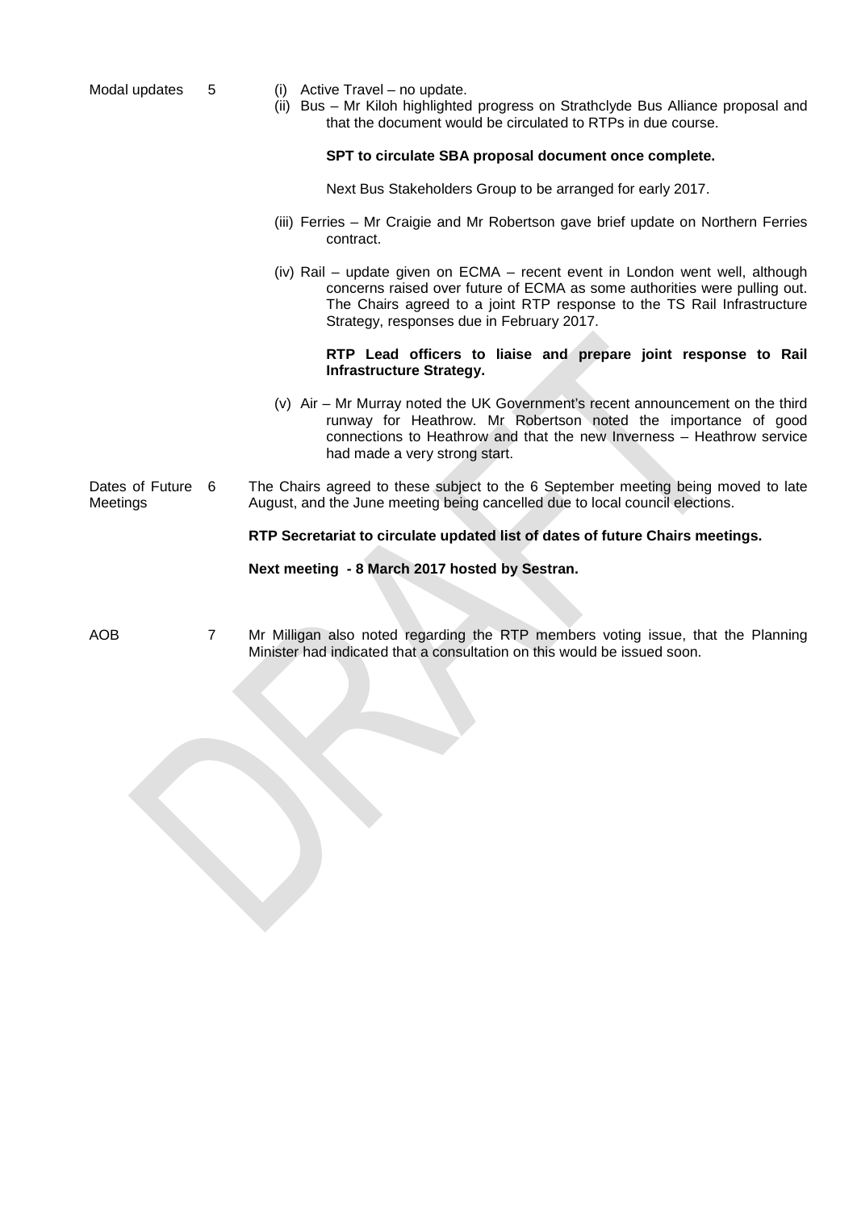| | | |
|---|---|---|
| Modal updates | 5 | (i) Active Travel – no update.<br>(ii) Bus – Mr Kiloh highlighted progress on Strathclyde Bus Alliance proposal and that the document would be circulated to RTPs in due course.<br><br>**SPT to circulate SBA proposal document once complete.**<br><br>Next Bus Stakeholders Group to be arranged for early 2017.<br><br>(iii) Ferries – Mr Craigie and Mr Robertson gave brief update on Northern Ferries contract.<br><br>(iv) Rail – update given on ECMA – recent event in London went well, although concerns raised over future of ECMA as some authorities were pulling out. The Chairs agreed to a joint RTP response to the TS Rail Infrastructure Strategy, responses due in February 2017.<br><br>**RTP Lead officers to liaise and prepare joint response to Rail Infrastructure Strategy.**<br><br>(v) Air – Mr Murray noted the UK Government's recent announcement on the third runway for Heathrow. Mr Robertson noted the importance of good connections to Heathrow and that the new Inverness – Heathrow service had made a very strong start. |
| Dates of Future Meetings | 6 | The Chairs agreed to these subject to the 6 September meeting being moved to late August, and the June meeting being cancelled due to local council elections.<br><br>**RTP Secretariat to circulate updated list of dates of future Chairs meetings.**<br><br>**Next meeting - 8 March 2017 hosted by Sestran.** |
| AOB | 7 | Mr Milligan also noted regarding the RTP members voting issue, that the Planning Minister had indicated that a consultation on this would be issued soon. |